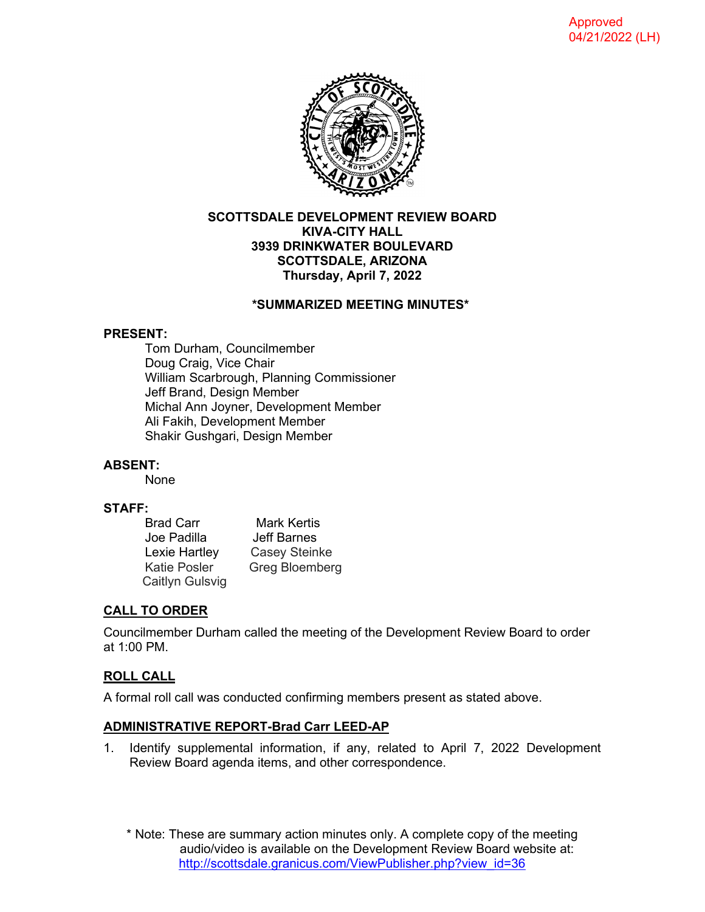Approved
04/21/2022 (LH)

**SCOTTSDALE DEVELOPMENT REVIEW BOARD**
**KIVA-CITY HALL**
**3939 DRINKWATER BOULEVARD**
**SCOTTSDALE, ARIZONA**
**Thursday, April 7, 2022**

**\*SUMMARIZED MEETING MINUTES\***

**PRESENT:**

Tom Durham, Councilmember
Doug Craig, Vice Chair
William Scarbrough, Planning Commissioner
Jeff Brand, Design Member
Michal Ann Joyner, Development Member
Ali Fakih, Development Member
Shakir Gushgari, Design Member

**ABSENT:**

None

**STAFF:**

Brad Carr
Joe Padilla
Lexie Hartley
Katie Posler
Caitlyn Gulsvig
Mark Kertis
Jeff Barnes
Casey Steinke
Greg Bloemberg

## CALL TO ORDER

Councilmember Durham called the meeting of the Development Review Board to order at 1:00 PM.

## ROLL CALL

A formal roll call was conducted confirming members present as stated above.

## ADMINISTRATIVE REPORT-Brad Carr LEED-AP

1. Identify supplemental information, if any, related to April 7, 2022 Development Review Board agenda items, and other correspondence.

\* Note: These are summary action minutes only. A complete copy of the meeting audio/video is available on the Development Review Board website at: http://scottsdale.granicus.com/ViewPublisher.php?view_id=36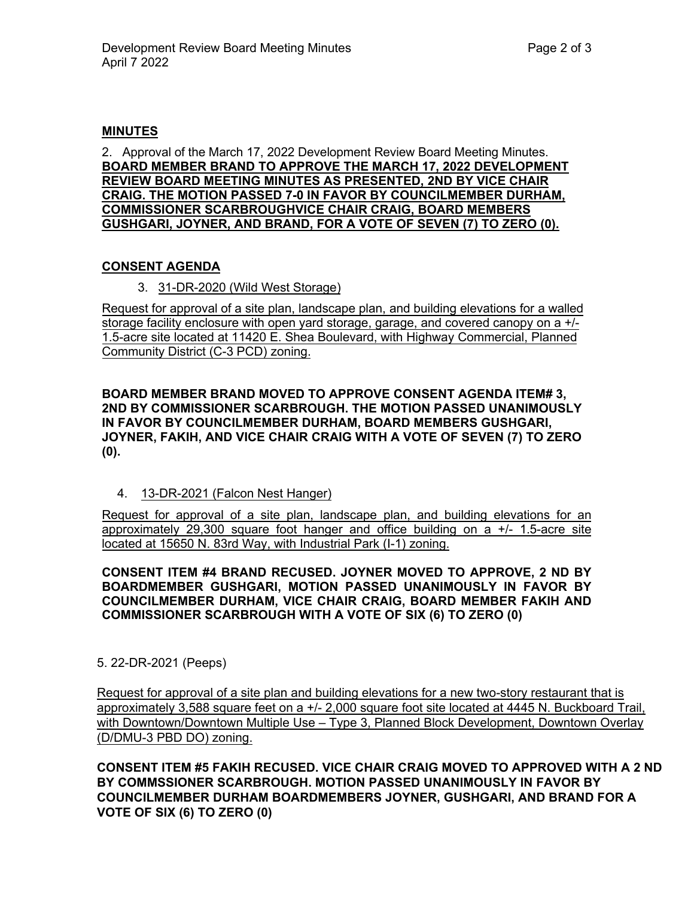## MINUTES

2. Approval of the March 17, 2022 Development Review Board Meeting Minutes.
**BOARD MEMBER BRAND TO APPROVE THE MARCH 17, 2022 DEVELOPMENT REVIEW BOARD MEETING MINUTES AS PRESENTED, 2ND BY VICE CHAIR CRAIG. THE MOTION PASSED 7-0 IN FAVOR BY COUNCILMEMBER DURHAM, COMMISSIONER SCARBROUGHVICE CHAIR CRAIG, BOARD MEMBERS GUSHGARI, JOYNER, AND BRAND, FOR A VOTE OF SEVEN (7) TO ZERO (0).**

## CONSENT AGENDA

3. 31-DR-2020 (Wild West Storage)

Request for approval of a site plan, landscape plan, and building elevations for a walled storage facility enclosure with open yard storage, garage, and covered canopy on a +/- 1.5-acre site located at 11420 E. Shea Boulevard, with Highway Commercial, Planned Community District (C-3 PCD) zoning.

**BOARD MEMBER BRAND MOVED TO APPROVE CONSENT AGENDA ITEM# 3, 2ND BY COMMISSIONER SCARBROUGH. THE MOTION PASSED UNANIMOUSLY IN FAVOR BY COUNCILMEMBER DURHAM, BOARD MEMBERS GUSHGARI, JOYNER, FAKIH, AND VICE CHAIR CRAIG WITH A VOTE OF SEVEN (7) TO ZERO (0).**

4. 13-DR-2021 (Falcon Nest Hanger)

Request for approval of a site plan, landscape plan, and building elevations for an approximately 29,300 square foot hanger and office building on a +/- 1.5-acre site located at 15650 N. 83rd Way, with Industrial Park (I-1) zoning.

**CONSENT ITEM #4 BRAND RECUSED. JOYNER MOVED TO APPROVE, 2 ND BY BOARDMEMBER GUSHGARI, MOTION PASSED UNANIMOUSLY IN FAVOR BY COUNCILMEMBER DURHAM, VICE CHAIR CRAIG, BOARD MEMBER FAKIH AND COMMISSIONER SCARBROUGH WITH A VOTE OF SIX (6) TO ZERO (0)**

5. 22-DR-2021 (Peeps)

Request for approval of a site plan and building elevations for a new two-story restaurant that is approximately 3,588 square feet on a +/- 2,000 square foot site located at 4445 N. Buckboard Trail, with Downtown/Downtown Multiple Use – Type 3, Planned Block Development, Downtown Overlay (D/DMU-3 PBD DO) zoning.

**CONSENT ITEM #5 FAKIH RECUSED. VICE CHAIR CRAIG MOVED TO APPROVED WITH A 2 ND BY COMMSSIONER SCARBROUGH. MOTION PASSED UNANIMOUSLY IN FAVOR BY COUNCILMEMBER DURHAM BOARDMEMBERS JOYNER, GUSHGARI, AND BRAND FOR A VOTE OF SIX (6) TO ZERO (0)**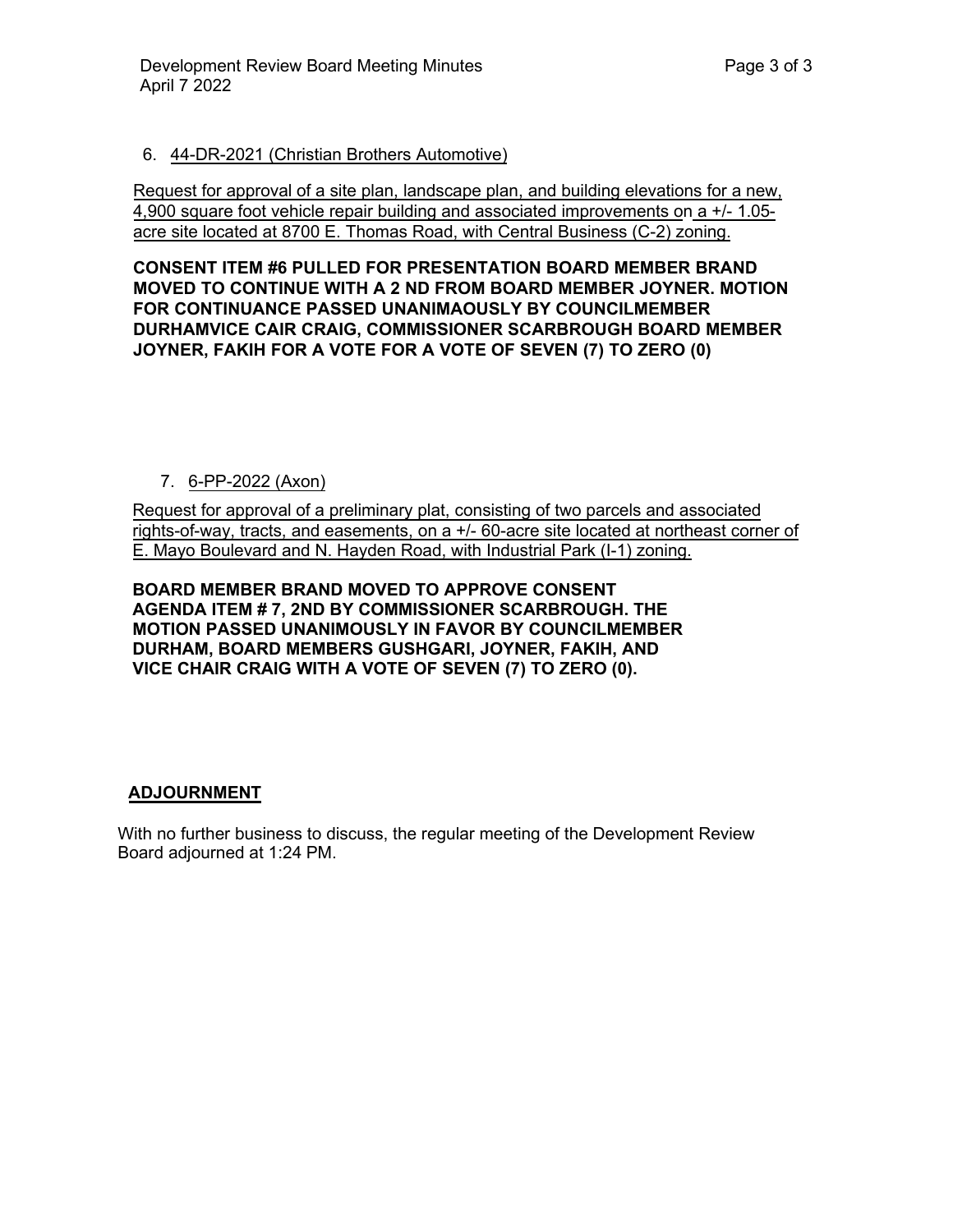6. 44-DR-2021 (Christian Brothers Automotive)

Request for approval of a site plan, landscape plan, and building elevations for a new, 4,900 square foot vehicle repair building and associated improvements on a +/- 1.05-acre site located at 8700 E. Thomas Road, with Central Business (C-2) zoning.

**CONSENT ITEM #6 PULLED FOR PRESENTATION BOARD MEMBER BRAND MOVED TO CONTINUE WITH A 2 ND FROM BOARD MEMBER JOYNER. MOTION FOR CONTINUANCE PASSED UNANIMAOUSLY BY COUNCILMEMBER DURHAMVICE CAIR CRAIG, COMMISSIONER SCARBROUGH BOARD MEMBER JOYNER, FAKIH FOR A VOTE FOR A VOTE OF SEVEN (7) TO ZERO (0)**

7. 6-PP-2022 (Axon)

Request for approval of a preliminary plat, consisting of two parcels and associated rights-of-way, tracts, and easements, on a +/- 60-acre site located at northeast corner of E. Mayo Boulevard and N. Hayden Road, with Industrial Park (I-1) zoning.

**BOARD MEMBER BRAND MOVED TO APPROVE CONSENT AGENDA ITEM # 7, 2ND BY COMMISSIONER SCARBROUGH. THE MOTION PASSED UNANIMOUSLY IN FAVOR BY COUNCILMEMBER DURHAM, BOARD MEMBERS GUSHGARI, JOYNER, FAKIH, AND VICE CHAIR CRAIG WITH A VOTE OF SEVEN (7) TO ZERO (0).**

## ADJOURNMENT

With no further business to discuss, the regular meeting of the Development Review Board adjourned at 1:24 PM.